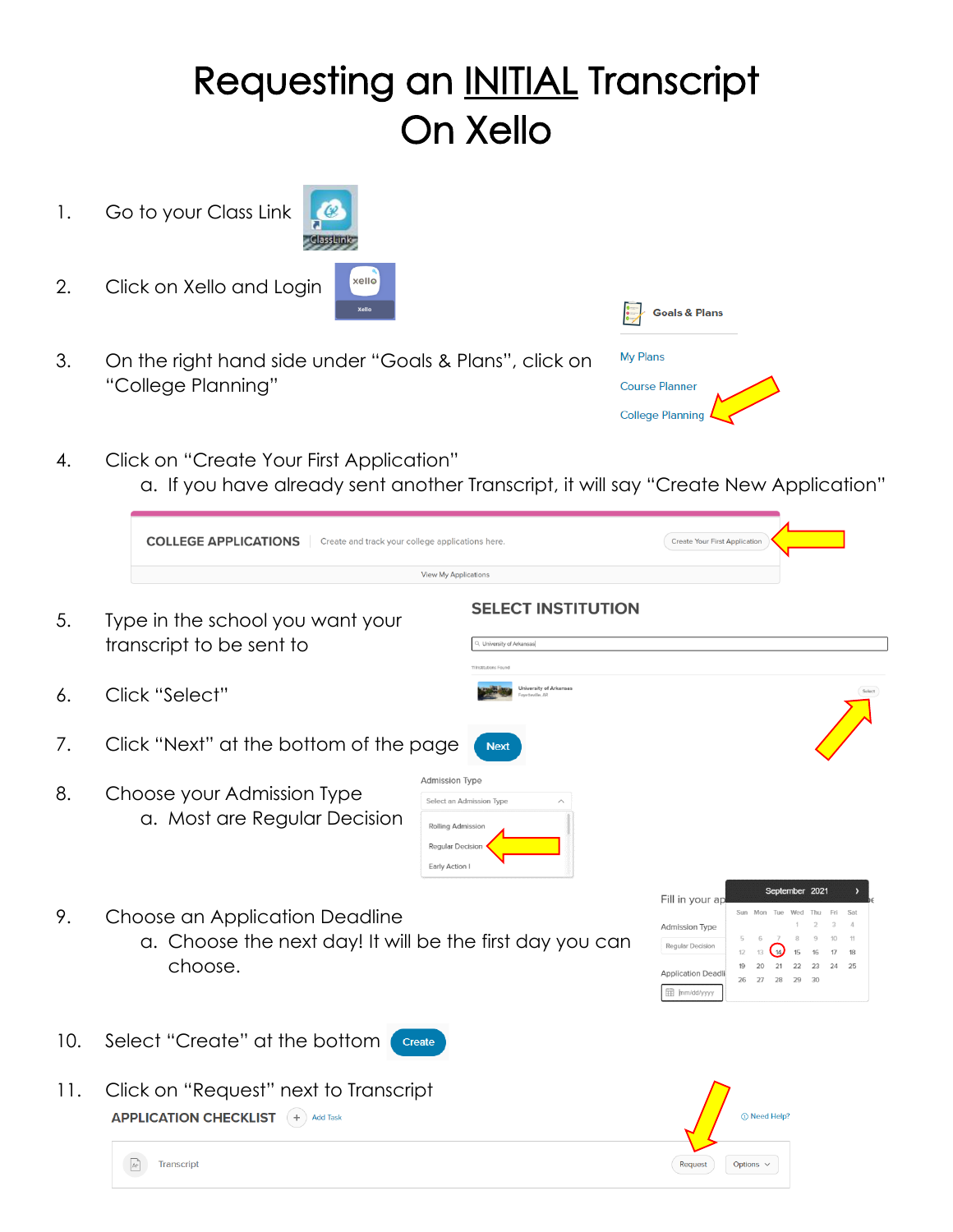# Requesting an <u>INITIAL</u> Transcript On Xello

1. Go to your Class Link
2. Click on Xello and Login
3. On the right hand side under "Goals & Plans", click on "College Planning"
4. Click on "Create Your First Application"
    a. If you have already sent another Transcript, it will say "Create New Application"
5. Type in the school you want your transcript to be sent to
6. Click "Select"
7. Click "Next" at the bottom of the page
8. Choose your Admission Type
    a. Most are Regular Decision
9. Choose an Application Deadline
    a. Choose the next day! It will be the first day you can choose.
10. Select "Create" at the bottom
11. Click on "Request" next to Transcript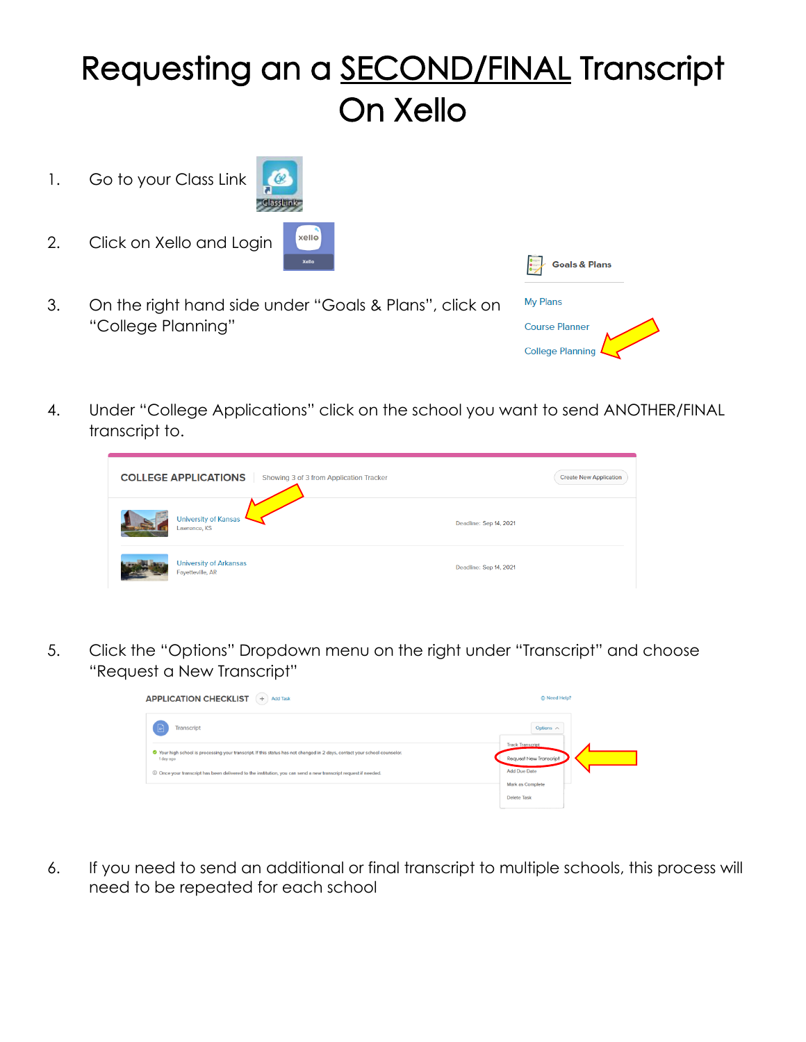# Requesting an a SECOND/FINAL Transcript On Xello

1. Go to your Class Link

2. Click on Xello and Login

3. On the right hand side under "Goals & Plans", click on "College Planning"

4. Under "College Applications" click on the school you want to send ANOTHER/FINAL transcript to.

5. Click the "Options" Dropdown menu on the right under "Transcript" and choose "Request a New Transcript"

6. If you need to send an additional or final transcript to multiple schools, this process will need to be repeated for each school